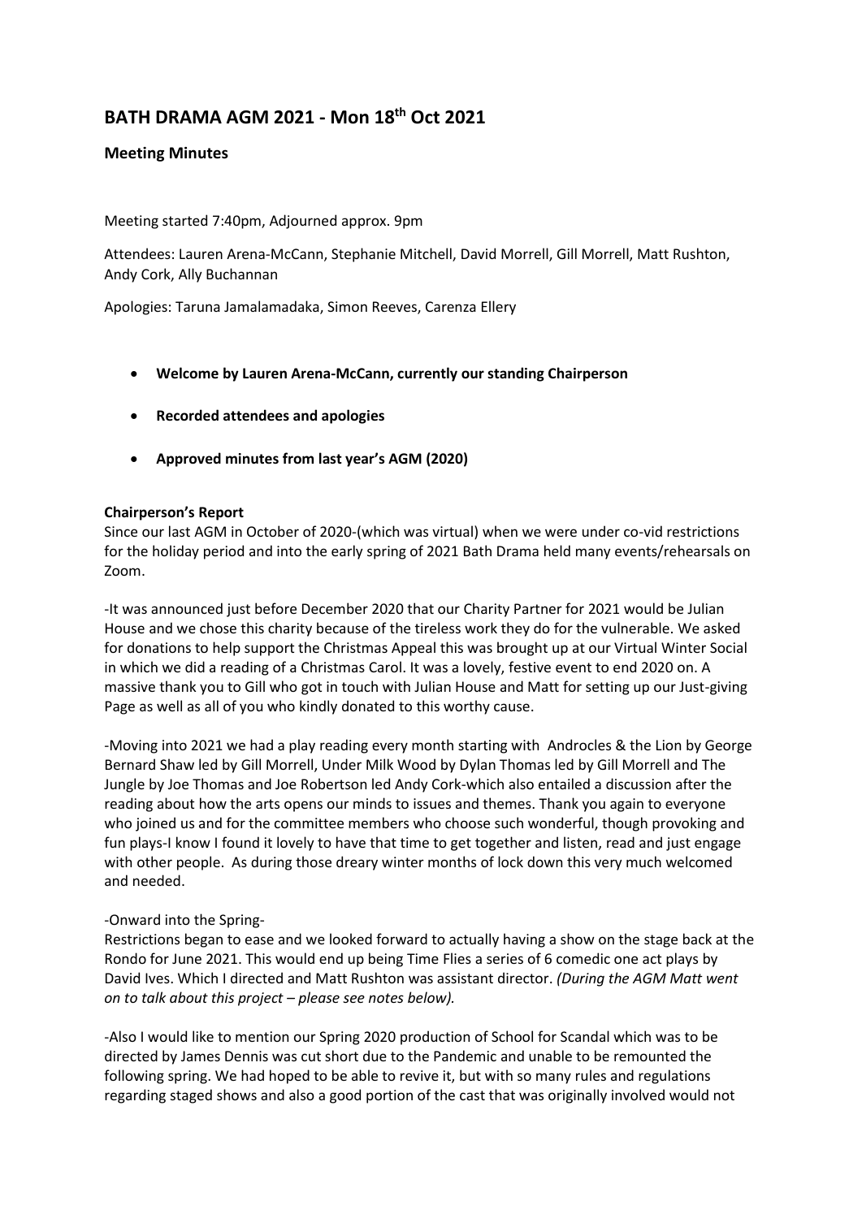# BATH DRAMA AGM 2021 - Mon 18th Oct 2021

## Meeting Minutes

Meeting started 7:40pm, Adjourned approx. 9pm

Attendees: Lauren Arena-McCann, Stephanie Mitchell, David Morrell, Gill Morrell, Matt Rushton, Andy Cork, Ally Buchannan

Apologies: Taruna Jamalamadaka, Simon Reeves, Carenza Ellery

- **Welcome by Lauren Arena-McCann, currently our standing Chairperson**
- **Recorded attendees and apologies**
- **Approved minutes from last year's AGM (2020)**

**Chairperson's Report**

Since our last AGM in October of 2020-(which was virtual) when we were under co-vid restrictions for the holiday period and into the early spring of 2021 Bath Drama held many events/rehearsals on Zoom.

-It was announced just before December 2020 that our Charity Partner for 2021 would be Julian House and we chose this charity because of the tireless work they do for the vulnerable. We asked for donations to help support the Christmas Appeal this was brought up at our Virtual Winter Social in which we did a reading of a Christmas Carol. It was a lovely, festive event to end 2020 on. A massive thank you to Gill who got in touch with Julian House and Matt for setting up our Just-giving Page as well as all of you who kindly donated to this worthy cause.

-Moving into 2021 we had a play reading every month starting with Androcles & the Lion by George Bernard Shaw led by Gill Morrell, Under Milk Wood by Dylan Thomas led by Gill Morrell and The Jungle by Joe Thomas and Joe Robertson led Andy Cork-which also entailed a discussion after the reading about how the arts opens our minds to issues and themes. Thank you again to everyone who joined us and for the committee members who choose such wonderful, though provoking and fun plays-I know I found it lovely to have that time to get together and listen, read and just engage with other people. As during those dreary winter months of lock down this very much welcomed and needed.

-Onward into the Spring-

Restrictions began to ease and we looked forward to actually having a show on the stage back at the Rondo for June 2021. This would end up being Time Flies a series of 6 comedic one act plays by David Ives. Which I directed and Matt Rushton was assistant director. *(During the AGM Matt went on to talk about this project – please see notes below).*

-Also I would like to mention our Spring 2020 production of School for Scandal which was to be directed by James Dennis was cut short due to the Pandemic and unable to be remounted the following spring. We had hoped to be able to revive it, but with so many rules and regulations regarding staged shows and also a good portion of the cast that was originally involved would not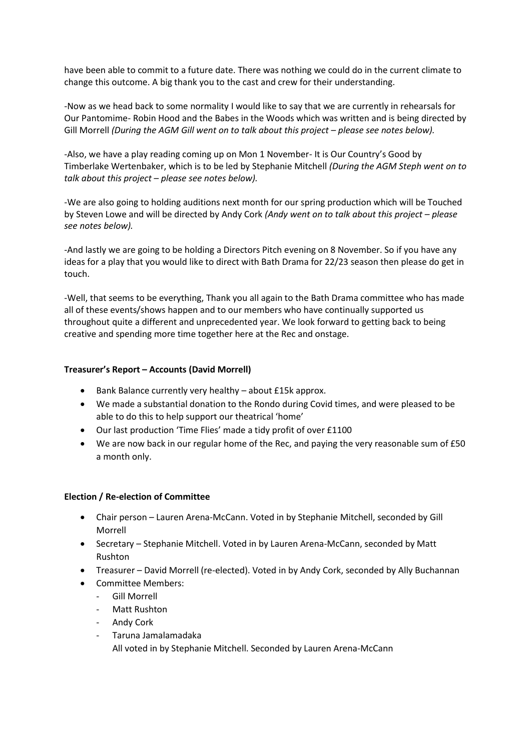have been able to commit to a future date. There was nothing we could do in the current climate to change this outcome. A big thank you to the cast and crew for their understanding.

-Now as we head back to some normality I would like to say that we are currently in rehearsals for Our Pantomime- Robin Hood and the Babes in the Woods which was written and is being directed by Gill Morrell *(During the AGM Gill went on to talk about this project – please see notes below).*

-Also, we have a play reading coming up on Mon 1 November- It is Our Country's Good by Timberlake Wertenbaker, which is to be led by Stephanie Mitchell *(During the AGM Steph went on to talk about this project – please see notes below).*

-We are also going to holding auditions next month for our spring production which will be Touched by Steven Lowe and will be directed by Andy Cork *(Andy went on to talk about this project – please see notes below).*

-And lastly we are going to be holding a Directors Pitch evening on 8 November. So if you have any ideas for a play that you would like to direct with Bath Drama for 22/23 season then please do get in touch.

-Well, that seems to be everything, Thank you all again to the Bath Drama committee who has made all of these events/shows happen and to our members who have continually supported us throughout quite a different and unprecedented year. We look forward to getting back to being creative and spending more time together here at the Rec and onstage.

**Treasurer's Report – Accounts (David Morrell)**

- Bank Balance currently very healthy – about £15k approx.
- We made a substantial donation to the Rondo during Covid times, and were pleased to be able to do this to help support our theatrical 'home'
- Our last production 'Time Flies' made a tidy profit of over £1100
- We are now back in our regular home of the Rec, and paying the very reasonable sum of £50 a month only.

**Election / Re-election of Committee**

- Chair person – Lauren Arena-McCann. Voted in by Stephanie Mitchell, seconded by Gill Morrell
- Secretary – Stephanie Mitchell. Voted in by Lauren Arena-McCann, seconded by Matt Rushton
- Treasurer – David Morrell (re-elected). Voted in by Andy Cork, seconded by Ally Buchannan
- Committee Members:
  - Gill Morrell
  - Matt Rushton
  - Andy Cork
  - Taruna Jamalamadaka

    All voted in by Stephanie Mitchell. Seconded by Lauren Arena-McCann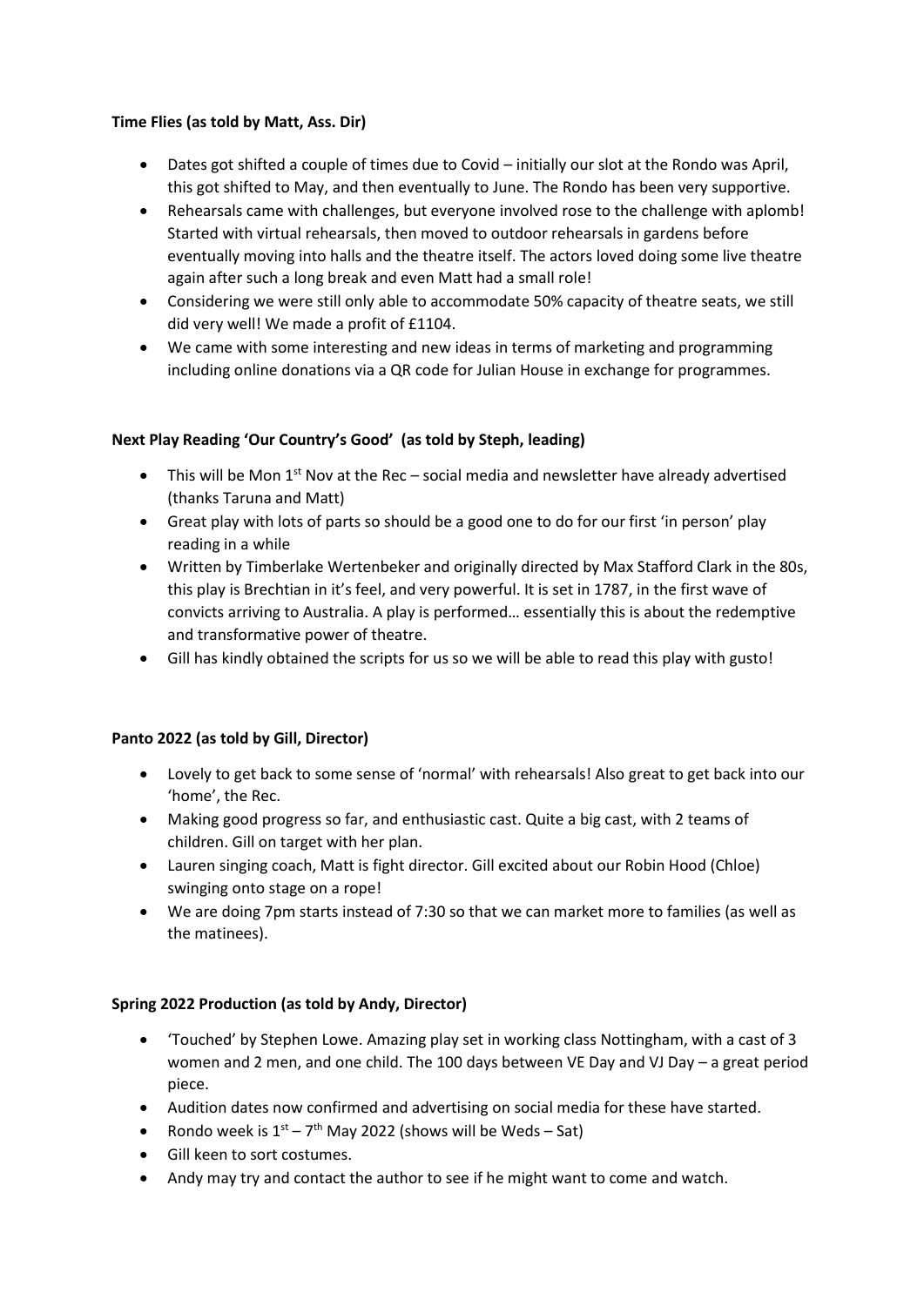**Time Flies (as told by Matt, Ass. Dir)**

- Dates got shifted a couple of times due to Covid – initially our slot at the Rondo was April, this got shifted to May, and then eventually to June. The Rondo has been very supportive.
- Rehearsals came with challenges, but everyone involved rose to the challenge with aplomb! Started with virtual rehearsals, then moved to outdoor rehearsals in gardens before eventually moving into halls and the theatre itself. The actors loved doing some live theatre again after such a long break and even Matt had a small role!
- Considering we were still only able to accommodate 50% capacity of theatre seats, we still did very well! We made a profit of £1104.
- We came with some interesting and new ideas in terms of marketing and programming including online donations via a QR code for Julian House in exchange for programmes.

**Next Play Reading 'Our Country's Good' (as told by Steph, leading)**

- This will be Mon 1st Nov at the Rec – social media and newsletter have already advertised (thanks Taruna and Matt)
- Great play with lots of parts so should be a good one to do for our first 'in person' play reading in a while
- Written by Timberlake Wertenbeker and originally directed by Max Stafford Clark in the 80s, this play is Brechtian in it's feel, and very powerful. It is set in 1787, in the first wave of convicts arriving to Australia. A play is performed… essentially this is about the redemptive and transformative power of theatre.
- Gill has kindly obtained the scripts for us so we will be able to read this play with gusto!

**Panto 2022 (as told by Gill, Director)**

- Lovely to get back to some sense of 'normal' with rehearsals! Also great to get back into our 'home', the Rec.
- Making good progress so far, and enthusiastic cast. Quite a big cast, with 2 teams of children. Gill on target with her plan.
- Lauren singing coach, Matt is fight director. Gill excited about our Robin Hood (Chloe) swinging onto stage on a rope!
- We are doing 7pm starts instead of 7:30 so that we can market more to families (as well as the matinees).

**Spring 2022 Production (as told by Andy, Director)**

- 'Touched' by Stephen Lowe. Amazing play set in working class Nottingham, with a cast of 3 women and 2 men, and one child. The 100 days between VE Day and VJ Day – a great period piece.
- Audition dates now confirmed and advertising on social media for these have started.
- Rondo week is 1st – 7th May 2022 (shows will be Weds – Sat)
- Gill keen to sort costumes.
- Andy may try and contact the author to see if he might want to come and watch.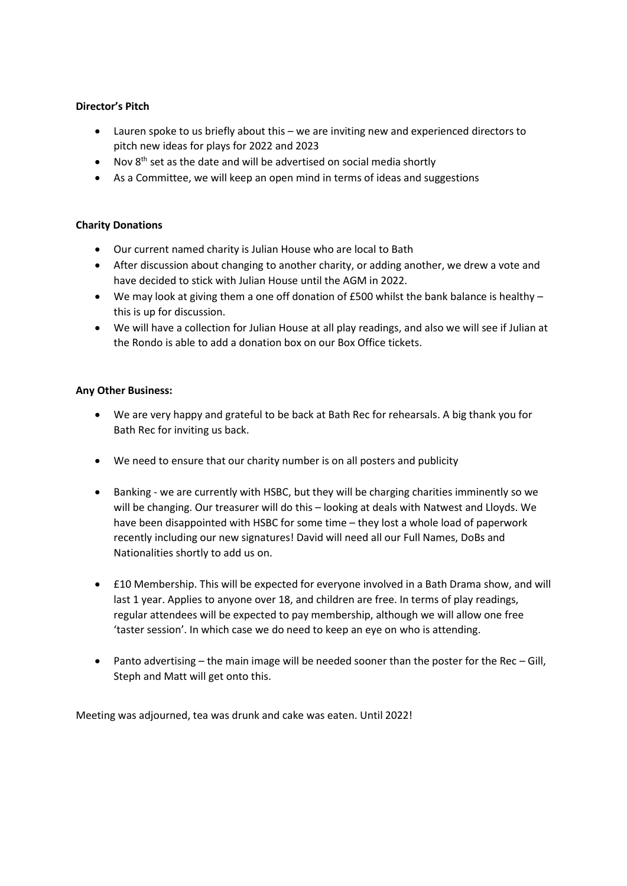**Director's Pitch**

- Lauren spoke to us briefly about this – we are inviting new and experienced directors to pitch new ideas for plays for 2022 and 2023
- Nov 8th set as the date and will be advertised on social media shortly
- As a Committee, we will keep an open mind in terms of ideas and suggestions

**Charity Donations**

- Our current named charity is Julian House who are local to Bath
- After discussion about changing to another charity, or adding another, we drew a vote and have decided to stick with Julian House until the AGM in 2022.
- We may look at giving them a one off donation of £500 whilst the bank balance is healthy – this is up for discussion.
- We will have a collection for Julian House at all play readings, and also we will see if Julian at the Rondo is able to add a donation box on our Box Office tickets.

**Any Other Business:**

- We are very happy and grateful to be back at Bath Rec for rehearsals. A big thank you for Bath Rec for inviting us back.

- We need to ensure that our charity number is on all posters and publicity

- Banking - we are currently with HSBC, but they will be charging charities imminently so we will be changing. Our treasurer will do this – looking at deals with Natwest and Lloyds. We have been disappointed with HSBC for some time – they lost a whole load of paperwork recently including our new signatures! David will need all our Full Names, DoBs and Nationalities shortly to add us on.

- £10 Membership. This will be expected for everyone involved in a Bath Drama show, and will last 1 year. Applies to anyone over 18, and children are free. In terms of play readings, regular attendees will be expected to pay membership, although we will allow one free 'taster session'. In which case we do need to keep an eye on who is attending.

- Panto advertising – the main image will be needed sooner than the poster for the Rec – Gill, Steph and Matt will get onto this.

Meeting was adjourned, tea was drunk and cake was eaten. Until 2022!